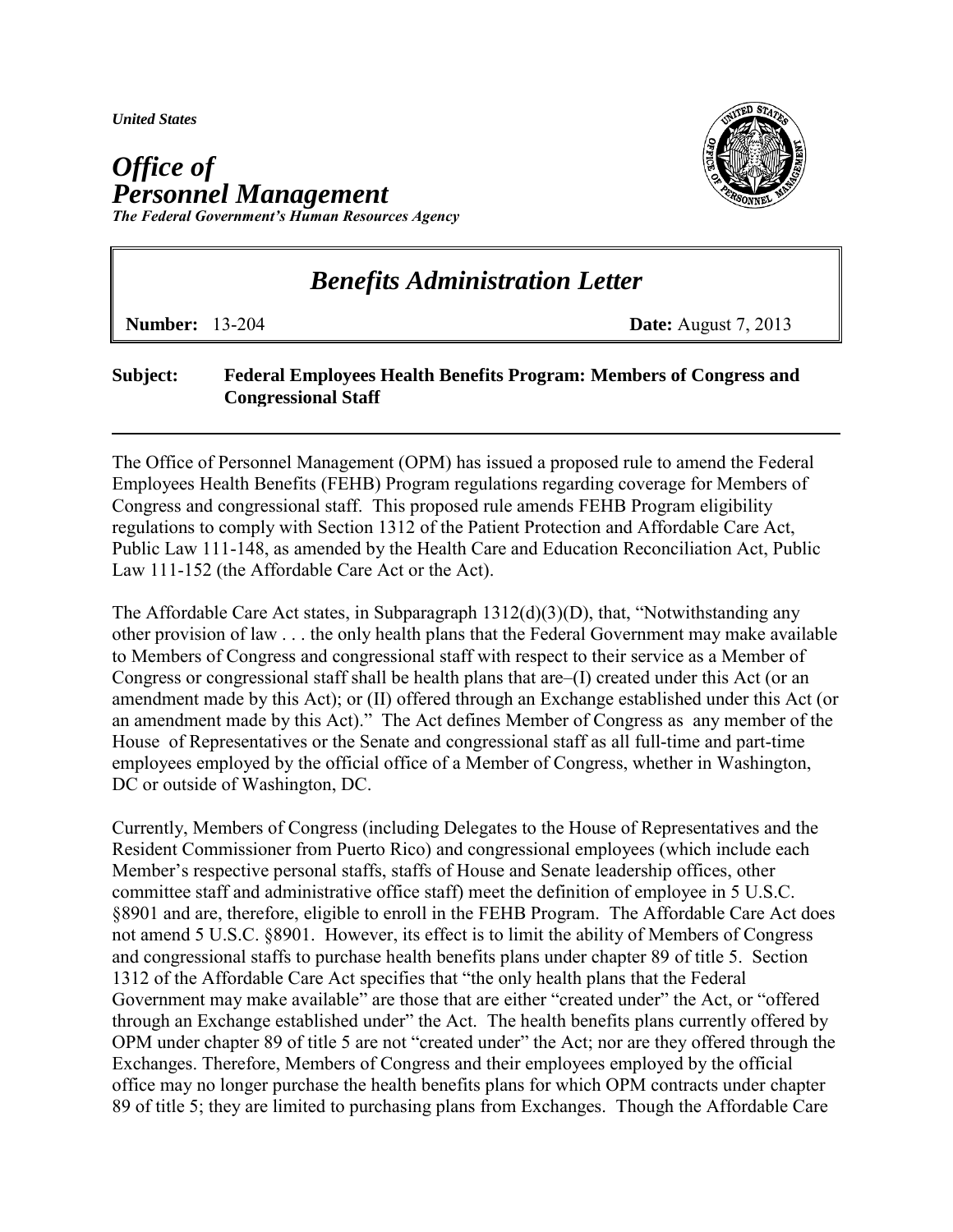*United States*

# *Office of Personnel Management*

***The Federal Government's Human Resources Agency***

## *Benefits Administration Letter*

**Number:** 13-204 **Date:** August 7, 2013

**Subject: Federal Employees Health Benefits Program: Members of Congress and Congressional Staff**

---

The Office of Personnel Management (OPM) has issued a proposed rule to amend the Federal Employees Health Benefits (FEHB) Program regulations regarding coverage for Members of Congress and congressional staff. This proposed rule amends FEHB Program eligibility regulations to comply with Section 1312 of the Patient Protection and Affordable Care Act, Public Law 111-148, as amended by the Health Care and Education Reconciliation Act, Public Law 111-152 (the Affordable Care Act or the Act).

The Affordable Care Act states, in Subparagraph 1312(d)(3)(D), that, "Notwithstanding any other provision of law . . . the only health plans that the Federal Government may make available to Members of Congress and congressional staff with respect to their service as a Member of Congress or congressional staff shall be health plans that are–(I) created under this Act (or an amendment made by this Act); or (II) offered through an Exchange established under this Act (or an amendment made by this Act)." The Act defines Member of Congress as any member of the House of Representatives or the Senate and congressional staff as all full-time and part-time employees employed by the official office of a Member of Congress, whether in Washington, DC or outside of Washington, DC.

Currently, Members of Congress (including Delegates to the House of Representatives and the Resident Commissioner from Puerto Rico) and congressional employees (which include each Member's respective personal staffs, staffs of House and Senate leadership offices, other committee staff and administrative office staff) meet the definition of employee in 5 U.S.C. §8901 and are, therefore, eligible to enroll in the FEHB Program. The Affordable Care Act does not amend 5 U.S.C. §8901. However, its effect is to limit the ability of Members of Congress and congressional staffs to purchase health benefits plans under chapter 89 of title 5. Section 1312 of the Affordable Care Act specifies that "the only health plans that the Federal Government may make available" are those that are either "created under" the Act, or "offered through an Exchange established under" the Act. The health benefits plans currently offered by OPM under chapter 89 of title 5 are not "created under" the Act; nor are they offered through the Exchanges. Therefore, Members of Congress and their employees employed by the official office may no longer purchase the health benefits plans for which OPM contracts under chapter 89 of title 5; they are limited to purchasing plans from Exchanges. Though the Affordable Care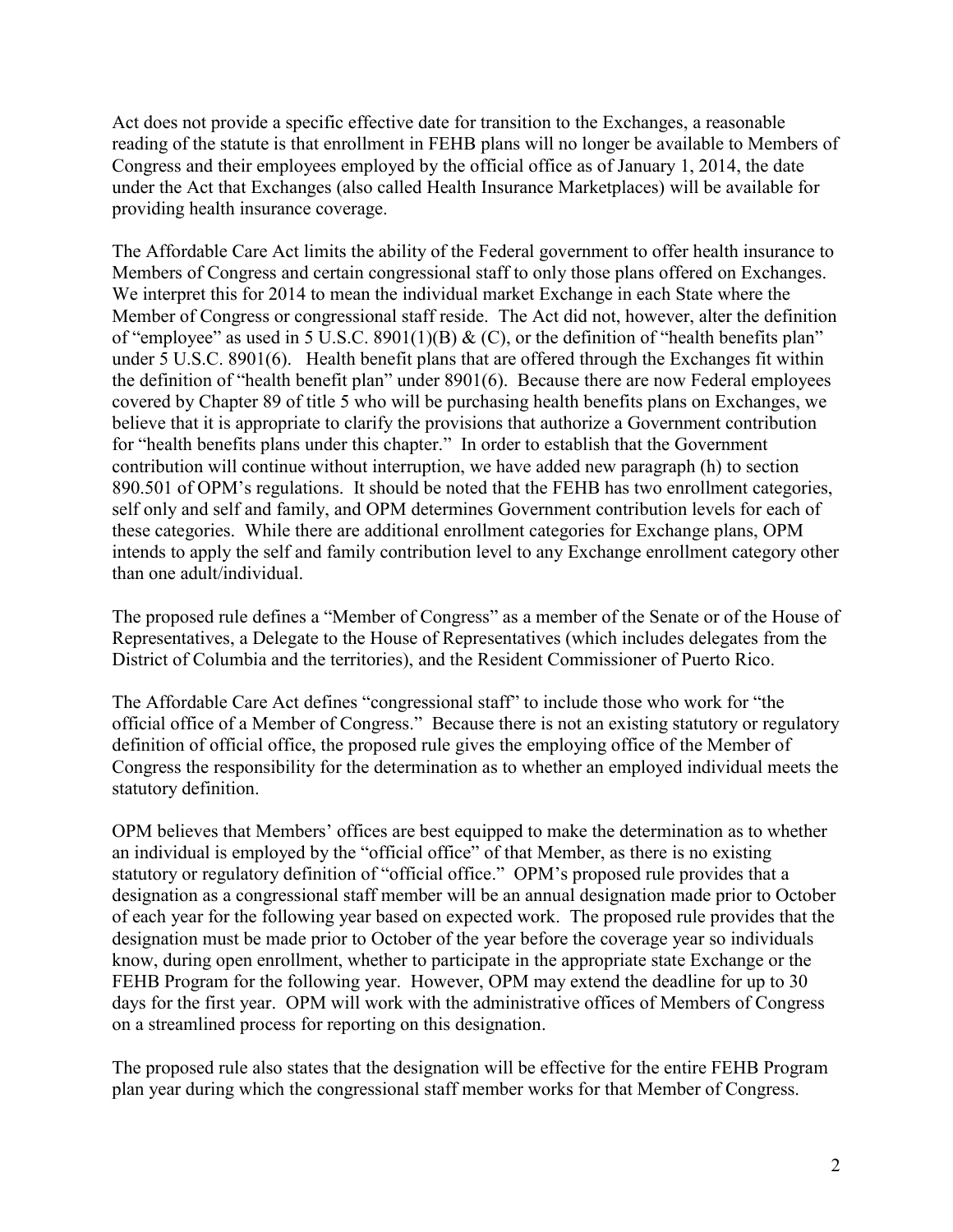Act does not provide a specific effective date for transition to the Exchanges, a reasonable reading of the statute is that enrollment in FEHB plans will no longer be available to Members of Congress and their employees employed by the official office as of January 1, 2014, the date under the Act that Exchanges (also called Health Insurance Marketplaces) will be available for providing health insurance coverage.

The Affordable Care Act limits the ability of the Federal government to offer health insurance to Members of Congress and certain congressional staff to only those plans offered on Exchanges. We interpret this for 2014 to mean the individual market Exchange in each State where the Member of Congress or congressional staff reside. The Act did not, however, alter the definition of "employee" as used in 5 U.S.C. 8901(1)(B) & (C), or the definition of "health benefits plan" under 5 U.S.C. 8901(6). Health benefit plans that are offered through the Exchanges fit within the definition of "health benefit plan" under 8901(6). Because there are now Federal employees covered by Chapter 89 of title 5 who will be purchasing health benefits plans on Exchanges, we believe that it is appropriate to clarify the provisions that authorize a Government contribution for "health benefits plans under this chapter." In order to establish that the Government contribution will continue without interruption, we have added new paragraph (h) to section 890.501 of OPM's regulations. It should be noted that the FEHB has two enrollment categories, self only and self and family, and OPM determines Government contribution levels for each of these categories. While there are additional enrollment categories for Exchange plans, OPM intends to apply the self and family contribution level to any Exchange enrollment category other than one adult/individual.

The proposed rule defines a "Member of Congress" as a member of the Senate or of the House of Representatives, a Delegate to the House of Representatives (which includes delegates from the District of Columbia and the territories), and the Resident Commissioner of Puerto Rico.

The Affordable Care Act defines "congressional staff" to include those who work for "the official office of a Member of Congress." Because there is not an existing statutory or regulatory definition of official office, the proposed rule gives the employing office of the Member of Congress the responsibility for the determination as to whether an employed individual meets the statutory definition.

OPM believes that Members' offices are best equipped to make the determination as to whether an individual is employed by the "official office" of that Member, as there is no existing statutory or regulatory definition of "official office." OPM's proposed rule provides that a designation as a congressional staff member will be an annual designation made prior to October of each year for the following year based on expected work. The proposed rule provides that the designation must be made prior to October of the year before the coverage year so individuals know, during open enrollment, whether to participate in the appropriate state Exchange or the FEHB Program for the following year. However, OPM may extend the deadline for up to 30 days for the first year. OPM will work with the administrative offices of Members of Congress on a streamlined process for reporting on this designation.

The proposed rule also states that the designation will be effective for the entire FEHB Program plan year during which the congressional staff member works for that Member of Congress.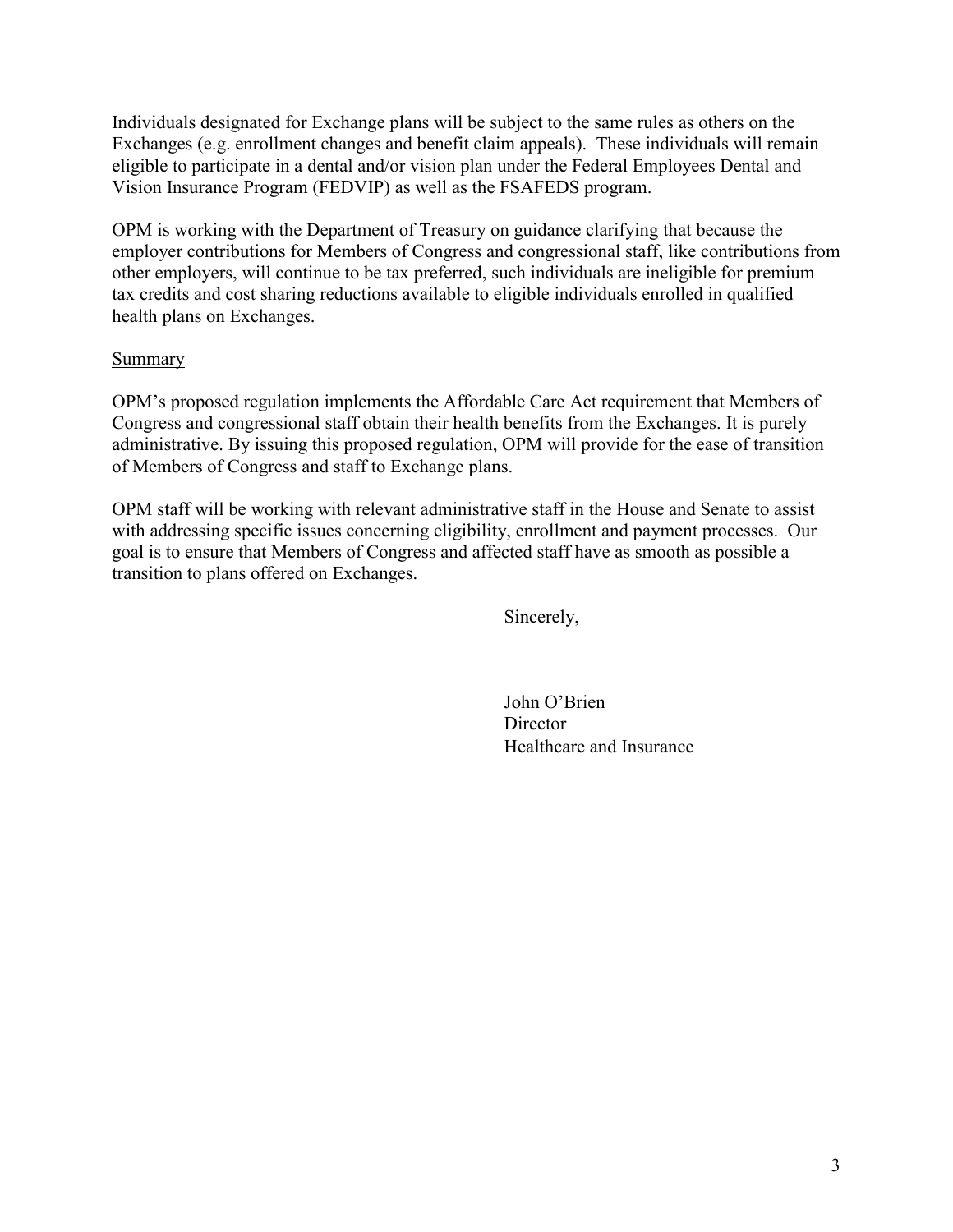Individuals designated for Exchange plans will be subject to the same rules as others on the Exchanges (e.g. enrollment changes and benefit claim appeals). These individuals will remain eligible to participate in a dental and/or vision plan under the Federal Employees Dental and Vision Insurance Program (FEDVIP) as well as the FSAFEDS program.

OPM is working with the Department of Treasury on guidance clarifying that because the employer contributions for Members of Congress and congressional staff, like contributions from other employers, will continue to be tax preferred, such individuals are ineligible for premium tax credits and cost sharing reductions available to eligible individuals enrolled in qualified health plans on Exchanges.

<u>Summary</u>

OPM's proposed regulation implements the Affordable Care Act requirement that Members of Congress and congressional staff obtain their health benefits from the Exchanges. It is purely administrative. By issuing this proposed regulation, OPM will provide for the ease of transition of Members of Congress and staff to Exchange plans.

OPM staff will be working with relevant administrative staff in the House and Senate to assist with addressing specific issues concerning eligibility, enrollment and payment processes. Our goal is to ensure that Members of Congress and affected staff have as smooth as possible a transition to plans offered on Exchanges.

Sincerely,

John O'Brien
Director
Healthcare and Insurance